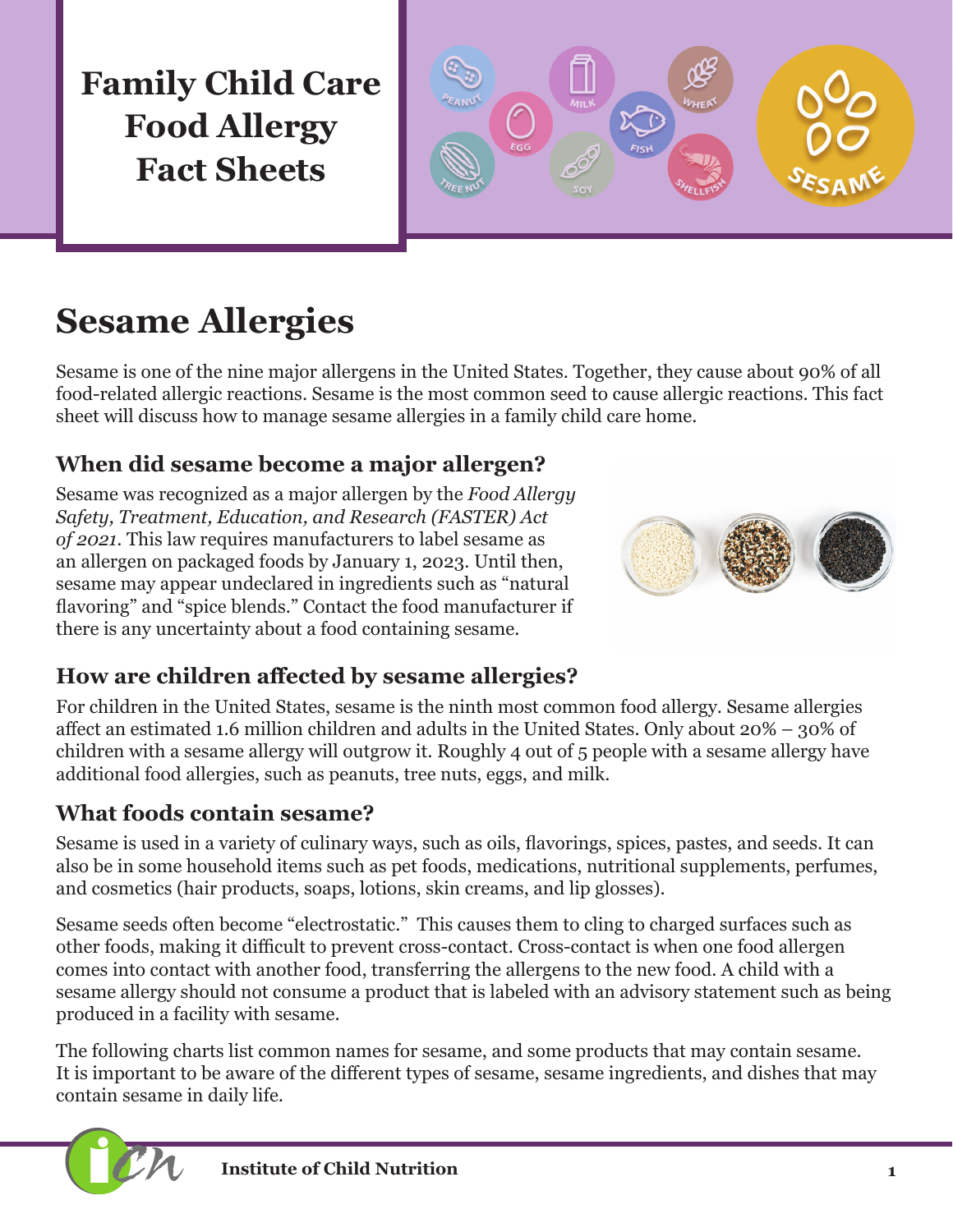# Family Child Care Food Allergy Fact Sheets

## Sesame Allergies

Sesame is one of the nine major allergens in the United States. Together, they cause about 90% of all food-related allergic reactions. Sesame is the most common seed to cause allergic reactions. This fact sheet will discuss how to manage sesame allergies in a family child care home.

### When did sesame become a major allergen?

Sesame was recognized as a major allergen by the *Food Allergy Safety, Treatment, Education, and Research (FASTER) Act of 2021*. This law requires manufacturers to label sesame as an allergen on packaged foods by January 1, 2023. Until then, sesame may appear undeclared in ingredients such as "natural flavoring" and "spice blends." Contact the food manufacturer if there is any uncertainty about a food containing sesame.

### How are children affected by sesame allergies?

For children in the United States, sesame is the ninth most common food allergy. Sesame allergies affect an estimated 1.6 million children and adults in the United States. Only about 20% – 30% of children with a sesame allergy will outgrow it. Roughly 4 out of 5 people with a sesame allergy have additional food allergies, such as peanuts, tree nuts, eggs, and milk.

### What foods contain sesame?

Sesame is used in a variety of culinary ways, such as oils, flavorings, spices, pastes, and seeds. It can also be in some household items such as pet foods, medications, nutritional supplements, perfumes, and cosmetics (hair products, soaps, lotions, skin creams, and lip glosses).

Sesame seeds often become "electrostatic." This causes them to cling to charged surfaces such as other foods, making it difficult to prevent cross-contact. Cross-contact is when one food allergen comes into contact with another food, transferring the allergens to the new food. A child with a sesame allergy should not consume a product that is labeled with an advisory statement such as being produced in a facility with sesame.

The following charts list common names for sesame, and some products that may contain sesame. It is important to be aware of the different types of sesame, sesame ingredients, and dishes that may contain sesame in daily life.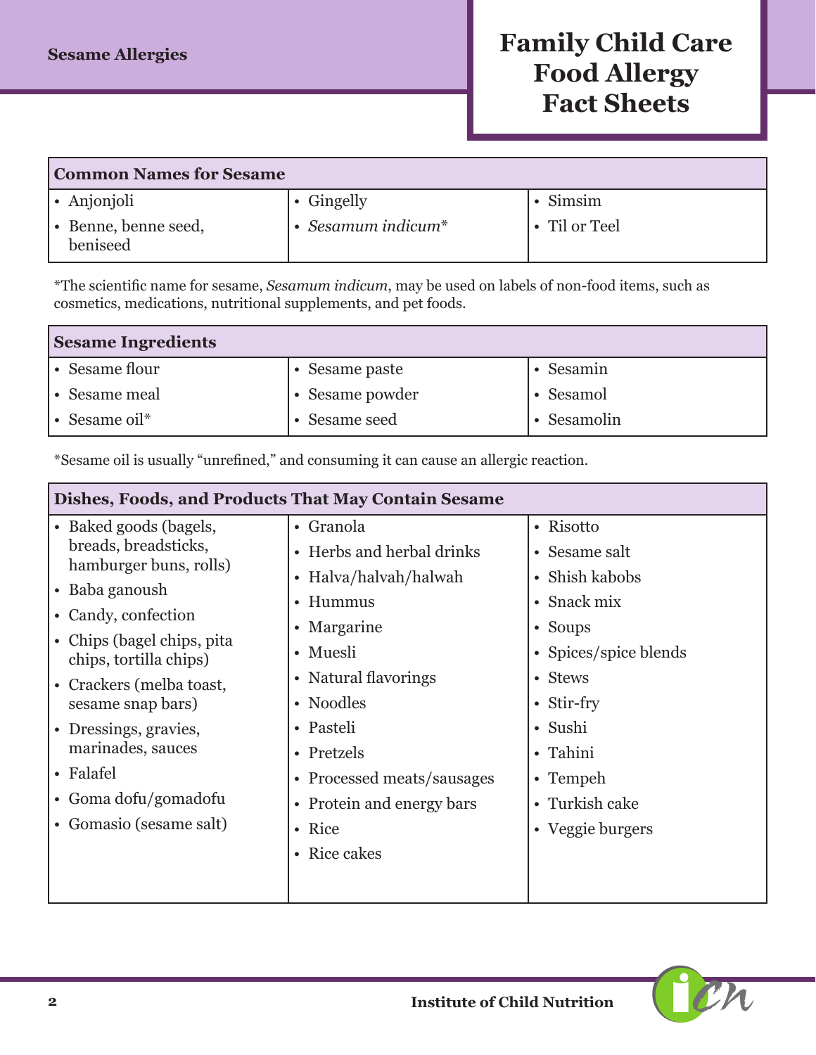| Common Names for Sesame | | |
|---|---|---|
| • Anjonjoli<br>• Benne, benne seed, beniseed | • Gingelly<br>• *Sesamum indicum** | • Simsim<br>• Til or Teel |

*The scientific name for sesame, *Sesamum indicum*, may be used on labels of non-food items, such as cosmetics, medications, nutritional supplements, and pet foods.

| Sesame Ingredients | | |
|---|---|---|
| • Sesame flour<br>• Sesame meal<br>• Sesame oil* | • Sesame paste<br>• Sesame powder<br>• Sesame seed | • Sesamin<br>• Sesamol<br>• Sesamolin |

*Sesame oil is usually "unrefined," and consuming it can cause an allergic reaction.

| Dishes, Foods, and Products That May Contain Sesame | | |
|---|---|---|
| • Baked goods (bagels, breads, breadsticks, hamburger buns, rolls)<br>• Baba ganoush<br>• Candy, confection<br>• Chips (bagel chips, pita chips, tortilla chips)<br>• Crackers (melba toast, sesame snap bars)<br>• Dressings, gravies, marinades, sauces<br>• Falafel<br>• Goma dofu/gomadofu<br>• Gomasio (sesame salt) | • Granola<br>• Herbs and herbal drinks<br>• Halva/halvah/halwah<br>• Hummus<br>• Margarine<br>• Muesli<br>• Natural flavorings<br>• Noodles<br>• Pasteli<br>• Pretzels<br>• Processed meats/sausages<br>• Protein and energy bars<br>• Rice<br>• Rice cakes | • Risotto<br>• Sesame salt<br>• Shish kabobs<br>• Snack mix<br>• Soups<br>• Spices/spice blends<br>• Stews<br>• Stir-fry<br>• Sushi<br>• Tahini<br>• Tempeh<br>• Turkish cake<br>• Veggie burgers |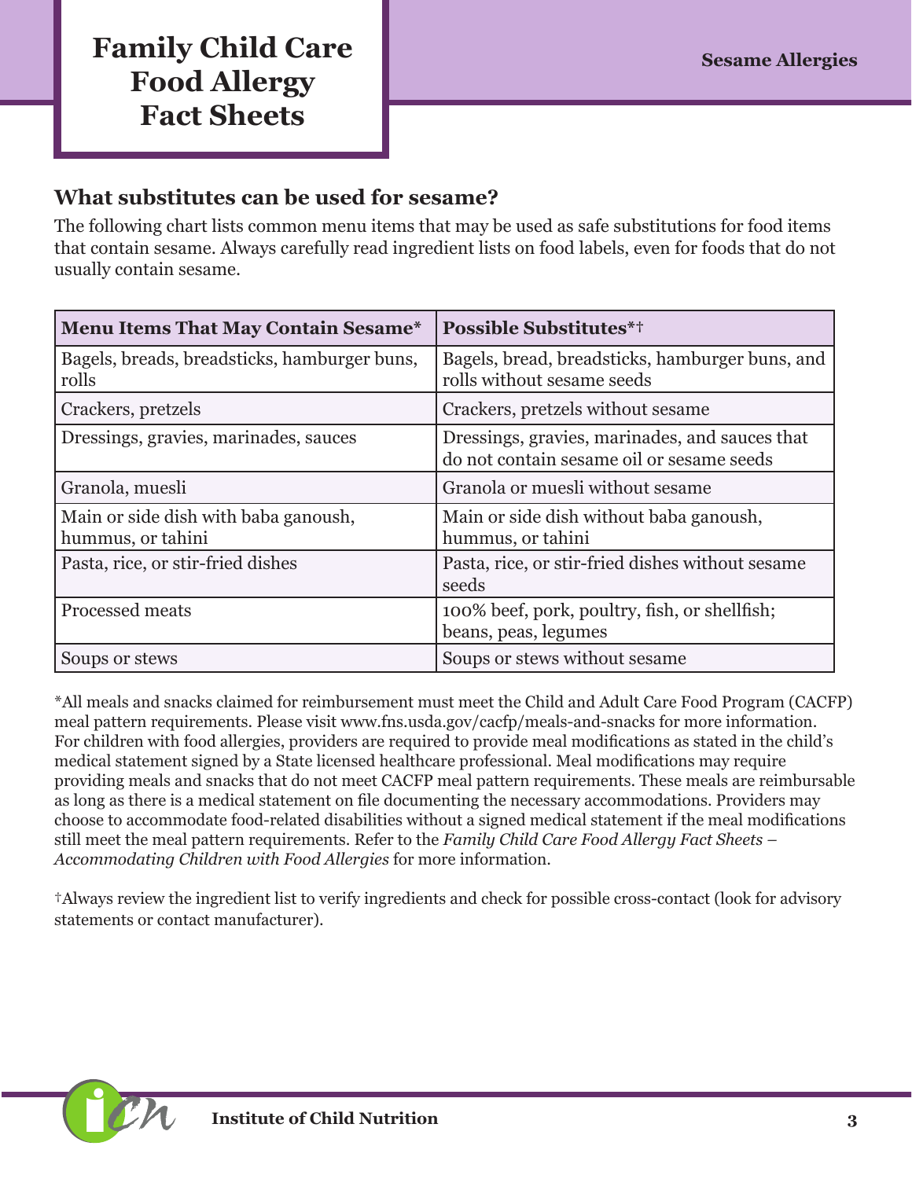## What substitutes can be used for sesame?

The following chart lists common menu items that may be used as safe substitutions for food items that contain sesame. Always carefully read ingredient lists on food labels, even for foods that do not usually contain sesame.

| Menu Items That May Contain Sesame* | Possible Substitutes*† |
|---|---|
| Bagels, breads, breadsticks, hamburger buns, rolls | Bagels, bread, breadsticks, hamburger buns, and rolls without sesame seeds |
| Crackers, pretzels | Crackers, pretzels without sesame |
| Dressings, gravies, marinades, sauces | Dressings, gravies, marinades, and sauces that do not contain sesame oil or sesame seeds |
| Granola, muesli | Granola or muesli without sesame |
| Main or side dish with baba ganoush, hummus, or tahini | Main or side dish without baba ganoush, hummus, or tahini |
| Pasta, rice, or stir-fried dishes | Pasta, rice, or stir-fried dishes without sesame seeds |
| Processed meats | 100% beef, pork, poultry, fish, or shellfish; beans, peas, legumes |
| Soups or stews | Soups or stews without sesame |

*All meals and snacks claimed for reimbursement must meet the Child and Adult Care Food Program (CACFP) meal pattern requirements. Please visit www.fns.usda.gov/cacfp/meals-and-snacks for more information. For children with food allergies, providers are required to provide meal modifications as stated in the child's medical statement signed by a State licensed healthcare professional. Meal modifications may require providing meals and snacks that do not meet CACFP meal pattern requirements. These meals are reimbursable as long as there is a medical statement on file documenting the necessary accommodations. Providers may choose to accommodate food-related disabilities without a signed medical statement if the meal modifications still meet the meal pattern requirements. Refer to the *Family Child Care Food Allergy Fact Sheets – Accommodating Children with Food Allergies* for more information.

†Always review the ingredient list to verify ingredients and check for possible cross-contact (look for advisory statements or contact manufacturer).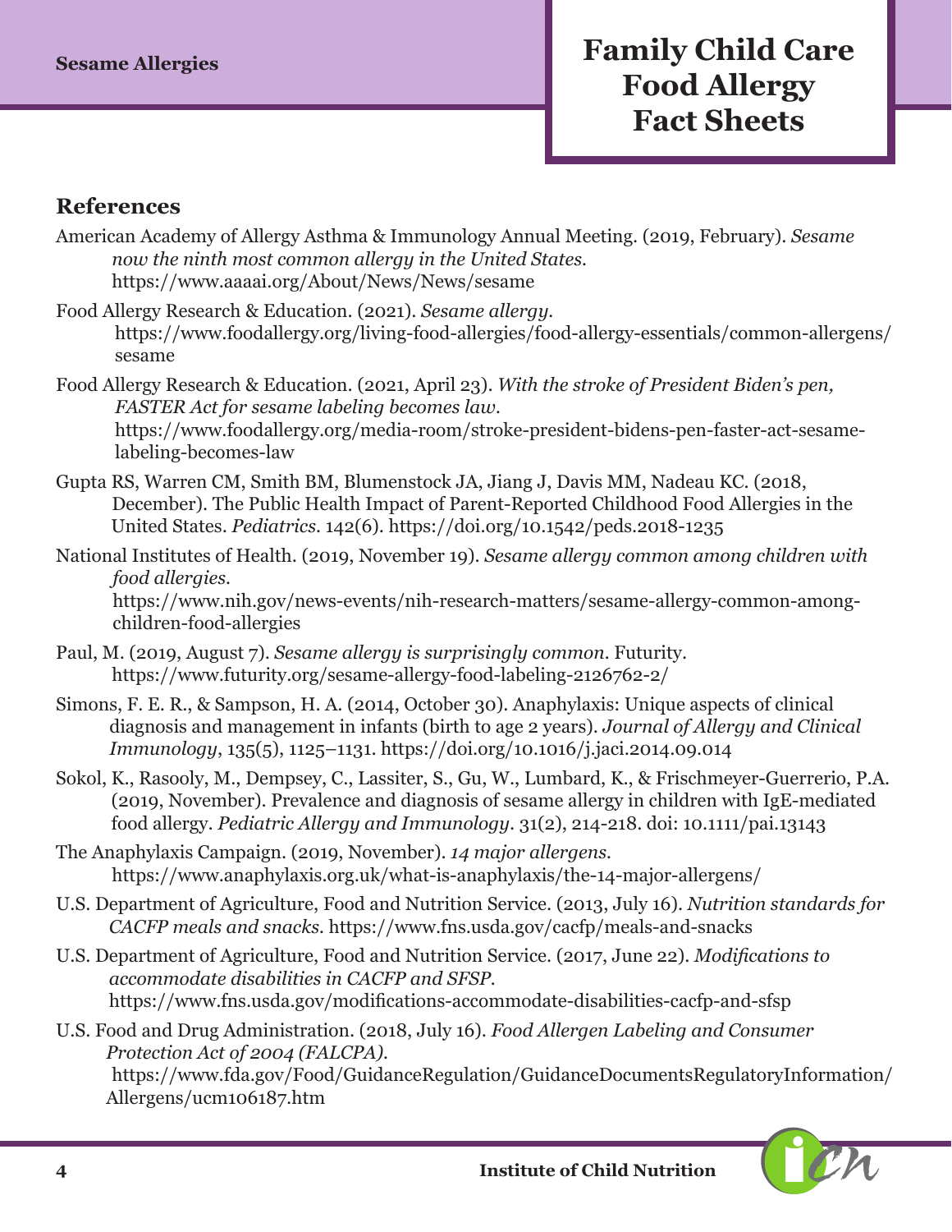## References

American Academy of Allergy Asthma & Immunology Annual Meeting. (2019, February). *Sesame now the ninth most common allergy in the United States.* https://www.aaaai.org/About/News/News/sesame

Food Allergy Research & Education. (2021). *Sesame allergy.* https://www.foodallergy.org/living-food-allergies/food-allergy-essentials/common-allergens/sesame

Food Allergy Research & Education. (2021, April 23). *With the stroke of President Biden's pen, FASTER Act for sesame labeling becomes law.* https://www.foodallergy.org/media-room/stroke-president-bidens-pen-faster-act-sesame-labeling-becomes-law

Gupta RS, Warren CM, Smith BM, Blumenstock JA, Jiang J, Davis MM, Nadeau KC. (2018, December). The Public Health Impact of Parent-Reported Childhood Food Allergies in the United States. *Pediatrics*. 142(6). https://doi.org/10.1542/peds.2018-1235

National Institutes of Health. (2019, November 19). *Sesame allergy common among children with food allergies.* https://www.nih.gov/news-events/nih-research-matters/sesame-allergy-common-among-children-food-allergies

Paul, M. (2019, August 7). *Sesame allergy is surprisingly common.* Futurity. https://www.futurity.org/sesame-allergy-food-labeling-2126762-2/

Simons, F. E. R., & Sampson, H. A. (2014, October 30). Anaphylaxis: Unique aspects of clinical diagnosis and management in infants (birth to age 2 years). *Journal of Allergy and Clinical Immunology*, 135(5), 1125–1131. https://doi.org/10.1016/j.jaci.2014.09.014

Sokol, K., Rasooly, M., Dempsey, C., Lassiter, S., Gu, W., Lumbard, K., & Frischmeyer-Guerrerio, P.A. (2019, November). Prevalence and diagnosis of sesame allergy in children with IgE-mediated food allergy. *Pediatric Allergy and Immunology*. 31(2), 214-218. doi: 10.1111/pai.13143

The Anaphylaxis Campaign. (2019, November). *14 major allergens.* https://www.anaphylaxis.org.uk/what-is-anaphylaxis/the-14-major-allergens/

U.S. Department of Agriculture, Food and Nutrition Service. (2013, July 16). *Nutrition standards for CACFP meals and snacks.* https://www.fns.usda.gov/cacfp/meals-and-snacks

U.S. Department of Agriculture, Food and Nutrition Service. (2017, June 22). *Modifications to accommodate disabilities in CACFP and SFSP.* https://www.fns.usda.gov/modifications-accommodate-disabilities-cacfp-and-sfsp

U.S. Food and Drug Administration. (2018, July 16). *Food Allergen Labeling and Consumer Protection Act of 2004 (FALCPA).* https://www.fda.gov/Food/GuidanceRegulation/GuidanceDocumentsRegulatoryInformation/Allergens/ucm106187.htm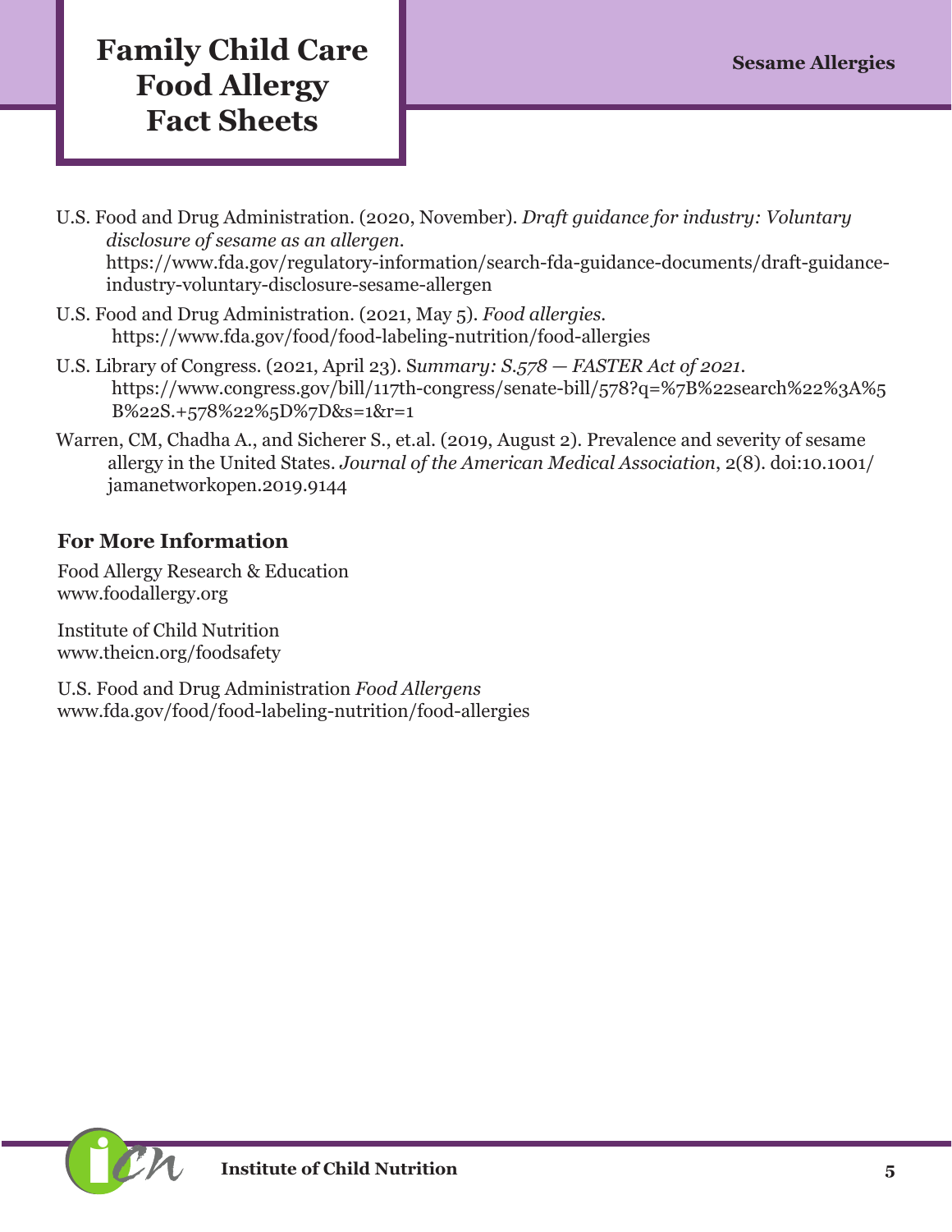U.S. Food and Drug Administration. (2020, November). *Draft guidance for industry: Voluntary disclosure of sesame as an allergen*. https://www.fda.gov/regulatory-information/search-fda-guidance-documents/draft-guidance-industry-voluntary-disclosure-sesame-allergen

U.S. Food and Drug Administration. (2021, May 5). *Food allergies*. https://www.fda.gov/food/food-labeling-nutrition/food-allergies

U.S. Library of Congress. (2021, April 23). S*ummary: S.578 — FASTER Act of 2021*. https://www.congress.gov/bill/117th-congress/senate-bill/578?q=%7B%22search%22%3A%5B%22S.+578%22%5D%7D&s=1&r=1

Warren, CM, Chadha A., and Sicherer S., et.al. (2019, August 2). Prevalence and severity of sesame allergy in the United States. *Journal of the American Medical Association*, 2(8). doi:10.1001/jamanetworkopen.2019.9144

## For More Information

Food Allergy Research & Education
www.foodallergy.org

Institute of Child Nutrition
www.theicn.org/foodsafety

U.S. Food and Drug Administration *Food Allergens*
www.fda.gov/food/food-labeling-nutrition/food-allergies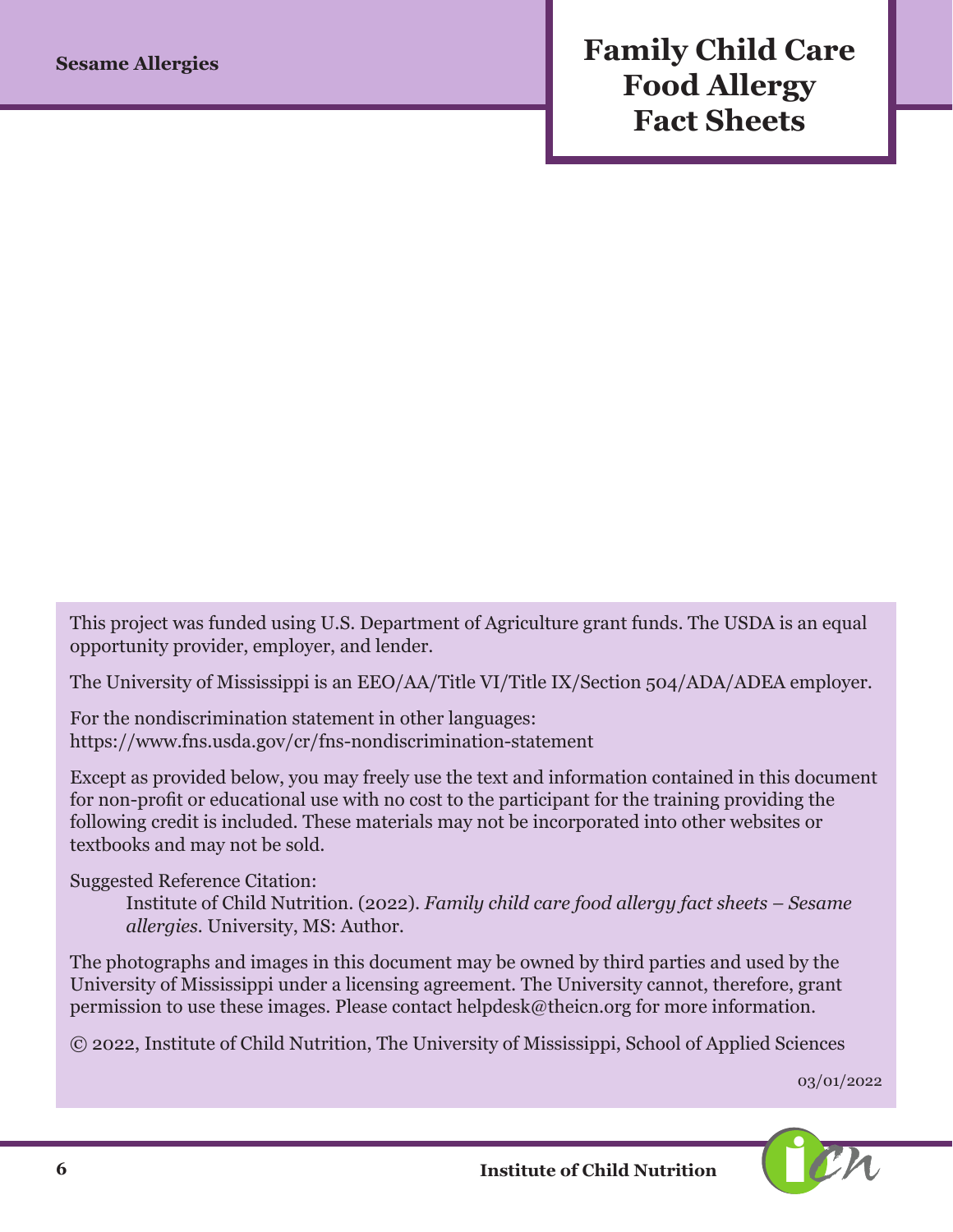This project was funded using U.S. Department of Agriculture grant funds. The USDA is an equal opportunity provider, employer, and lender.

The University of Mississippi is an EEO/AA/Title VI/Title IX/Section 504/ADA/ADEA employer.

For the nondiscrimination statement in other languages:
https://www.fns.usda.gov/cr/fns-nondiscrimination-statement

Except as provided below, you may freely use the text and information contained in this document for non-profit or educational use with no cost to the participant for the training providing the following credit is included. These materials may not be incorporated into other websites or textbooks and may not be sold.

Suggested Reference Citation:

Institute of Child Nutrition. (2022). *Family child care food allergy fact sheets – Sesame allergies*. University, MS: Author.

The photographs and images in this document may be owned by third parties and used by the University of Mississippi under a licensing agreement. The University cannot, therefore, grant permission to use these images. Please contact helpdesk@theicn.org for more information.

© 2022, Institute of Child Nutrition, The University of Mississippi, School of Applied Sciences

03/01/2022